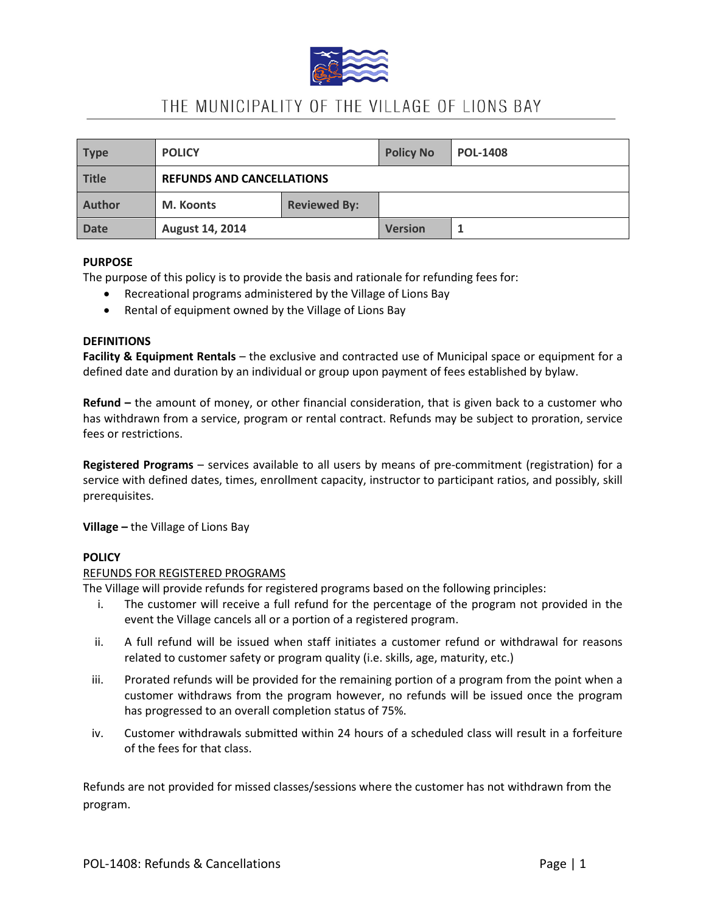# THE MUNICIPALITY OF THE VILLAGE OF LIONS BAY

| Type | POLICY | | Policy No | POL-1408 |
| --- | --- | --- | --- | --- |
| Title | REFUNDS AND CANCELLATIONS | | | |
| Author | M. Koonts | Reviewed By: | | |
| Date | August 14, 2014 | | Version | 1 |

**PURPOSE**
The purpose of this policy is to provide the basis and rationale for refunding fees for:

- Recreational programs administered by the Village of Lions Bay
- Rental of equipment owned by the Village of Lions Bay

**DEFINITIONS**
**Facility & Equipment Rentals** – the exclusive and contracted use of Municipal space or equipment for a defined date and duration by an individual or group upon payment of fees established by bylaw.

**Refund –** the amount of money, or other financial consideration, that is given back to a customer who has withdrawn from a service, program or rental contract. Refunds may be subject to proration, service fees or restrictions.

**Registered Programs** – services available to all users by means of pre-commitment (registration) for a service with defined dates, times, enrollment capacity, instructor to participant ratios, and possibly, skill prerequisites.

**Village –** the Village of Lions Bay

**POLICY**
<u>REFUNDS FOR REGISTERED PROGRAMS</u>
The Village will provide refunds for registered programs based on the following principles:

i. The customer will receive a full refund for the percentage of the program not provided in the event the Village cancels all or a portion of a registered program.

ii. A full refund will be issued when staff initiates a customer refund or withdrawal for reasons related to customer safety or program quality (i.e. skills, age, maturity, etc.)

iii. Prorated refunds will be provided for the remaining portion of a program from the point when a customer withdraws from the program however, no refunds will be issued once the program has progressed to an overall completion status of 75%.

iv. Customer withdrawals submitted within 24 hours of a scheduled class will result in a forfeiture of the fees for that class.

Refunds are not provided for missed classes/sessions where the customer has not withdrawn from the program.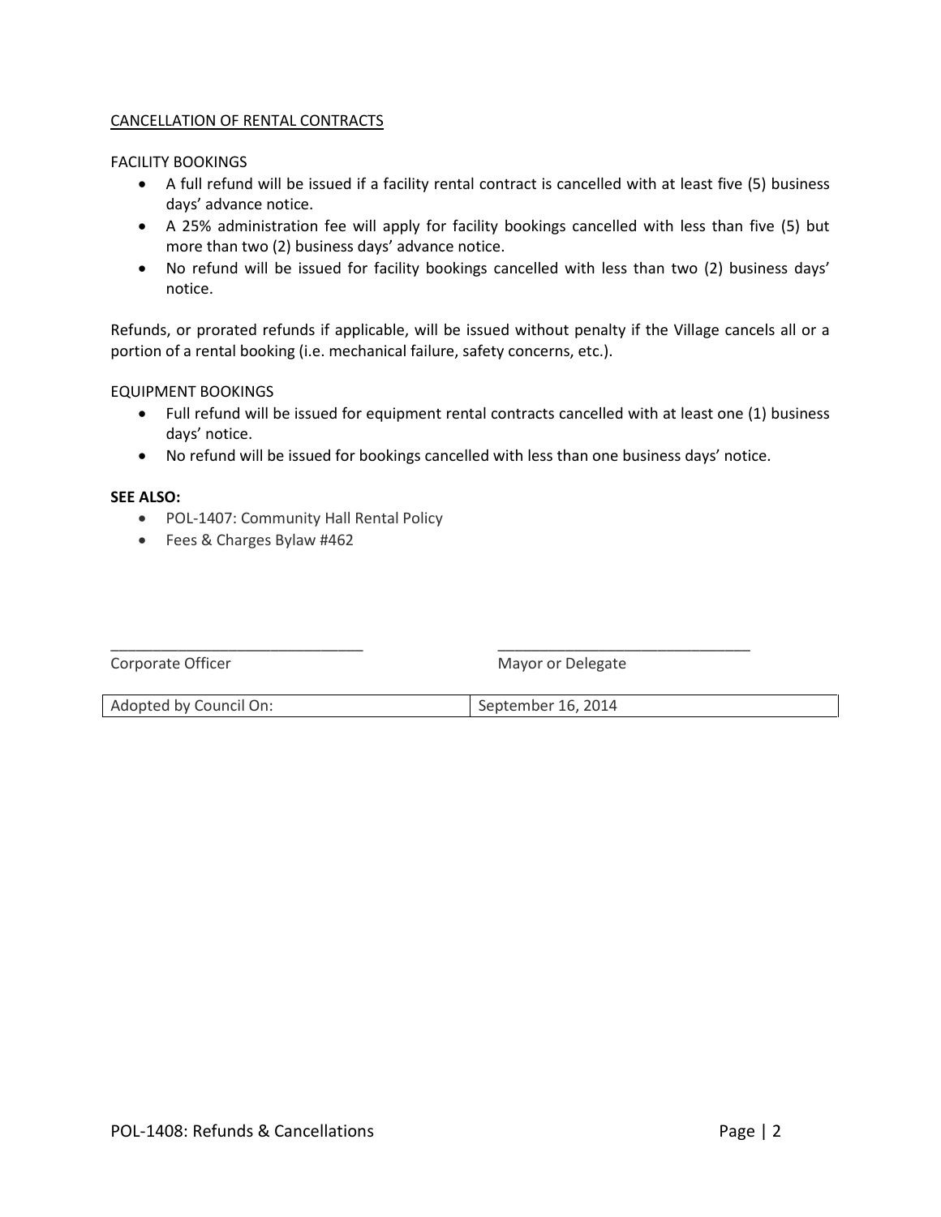## CANCELLATION OF RENTAL CONTRACTS

### FACILITY BOOKINGS

- A full refund will be issued if a facility rental contract is cancelled with at least five (5) business days' advance notice.
- A 25% administration fee will apply for facility bookings cancelled with less than five (5) but more than two (2) business days' advance notice.
- No refund will be issued for facility bookings cancelled with less than two (2) business days' notice.

Refunds, or prorated refunds if applicable, will be issued without penalty if the Village cancels all or a portion of a rental booking (i.e. mechanical failure, safety concerns, etc.).

### EQUIPMENT BOOKINGS

- Full refund will be issued for equipment rental contracts cancelled with at least one (1) business days' notice.
- No refund will be issued for bookings cancelled with less than one business days' notice.

**SEE ALSO:**

- POL-1407: Community Hall Rental Policy
- Fees & Charges Bylaw #462

______________________________ ______________________________

Corporate Officer Mayor or Delegate

| | |
|---|---|
| Adopted by Council On: | September 16, 2014 |